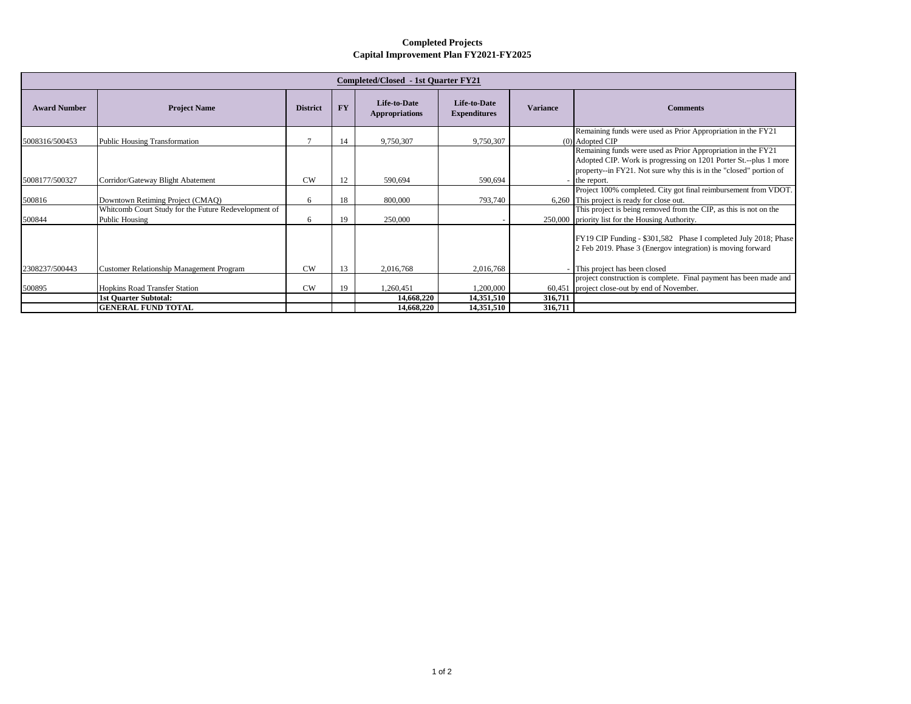# Completed Projects
## Capital Improvement Plan FY2021-FY2025

| Completed/Closed - 1st Quarter FY21 | | | | | | | |
|---|---|---|---|---|---|---|---|
| **Award Number** | **Project Name** | **District** | **FY** | **Life-to-Date Appropriations** | **Life-to-Date Expenditures** | **Variance** | **Comments** |
| 5008316/500453 | Public Housing Transformation | 7 | 14 | 9,750,307 | 9,750,307 | (0) | Remaining funds were used as Prior Appropriation in the FY21 Adopted CIP |
| 5008177/500327 | Corridor/Gateway Blight Abatement | CW | 12 | 590,694 | 590,694 | - | Remaining funds were used as Prior Appropriation in the FY21 Adopted CIP. Work is progressing on 1201 Porter St.--plus 1 more property--in FY21. Not sure why this is in the "closed" portion of the report. |
| 500816 | Downtown Retiming Project (CMAQ) | 6 | 18 | 800,000 | 793,740 | 6,260 | Project 100% completed. City got final reimbursement from VDOT. This project is ready for close out. |
| 500844 | Whitcomb Court Study for the Future Redevelopment of Public Housing | 6 | 19 | 250,000 | - | 250,000 | This project is being removed from the CIP, as this is not on the priority list for the Housing Authority. |
| 2308237/500443 | Customer Relationship Management Program | CW | 13 | 2,016,768 | 2,016,768 | - | FY19 CIP Funding - $301,582 Phase I completed July 2018; Phase 2 Feb 2019. Phase 3 (Energov integration) is moving forward<br><br>This project has been closed |
| 500895 | Hopkins Road Transfer Station | CW | 19 | 1,260,451 | 1,200,000 | 60,451 | project construction is complete. Final payment has been made and project close-out by end of November. |
| | **1st Quarter Subtotal:** | | | **14,668,220** | **14,351,510** | **316,711** | |
| | **GENERAL FUND TOTAL** | | | **14,668,220** | **14,351,510** | **316,711** | |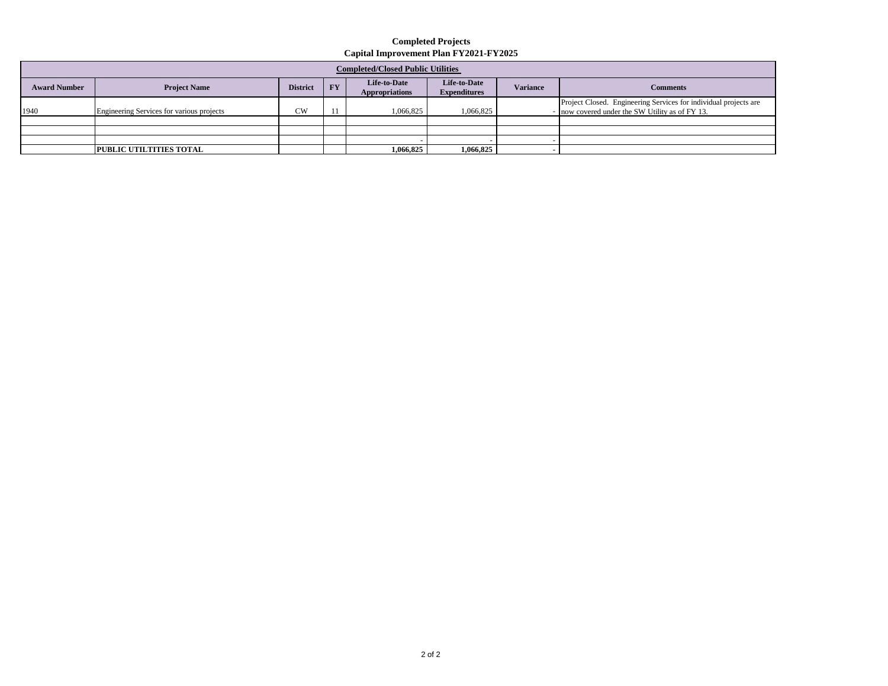**Completed Projects**
**Capital Improvement Plan FY2021-FY2025**

| Completed/Closed Public Utilities | | | | | | | |
|---|---|---|---|---|---|---|---|
| **Award Number** | **Project Name** | **District** | **FY** | **Life-to-Date Appropriations** | **Life-to-Date Expenditures** | **Variance** | **Comments** |
| 1940 | Engineering Services for various projects | CW | 11 | 1,066,825 | 1,066,825 | - | Project Closed. Engineering Services for individual projects are now covered under the SW Utility as of FY 13. |
| | | | | | | | |
| | | | | | | | |
| | | | | - | - | - | |
| | **PUBLIC UTILTITIES TOTAL** | | | **1,066,825** | **1,066,825** | **-** | |